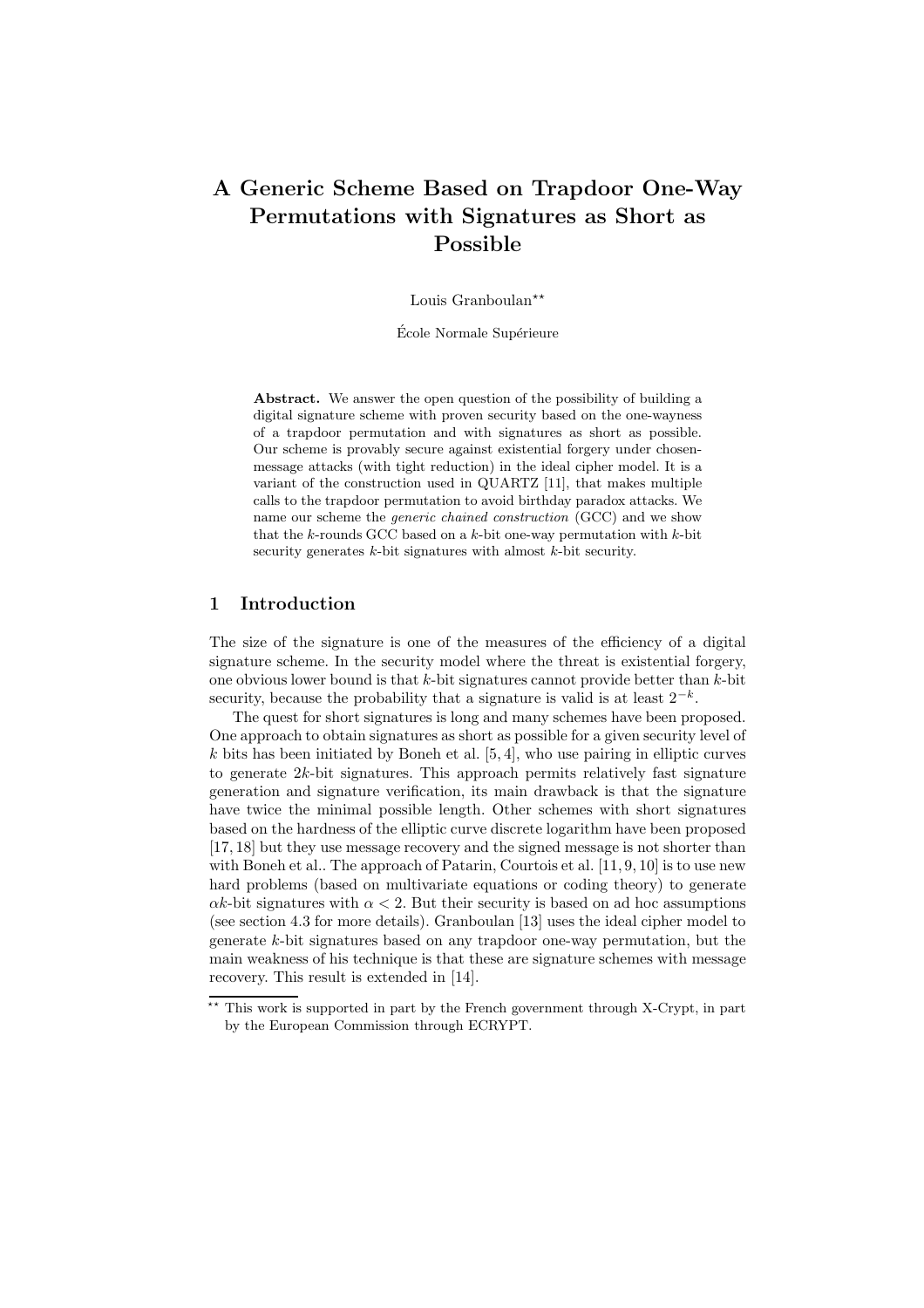# A Generic Scheme Based on Trapdoor One-Way Permutations with Signatures as Short as Possible

Louis Granboulan[\*\*]

École Normale Supérieure

**Abstract.** We answer the open question of the possibility of building a digital signature scheme with proven security based on the one-wayness of a trapdoor permutation and with signatures as short as possible. Our scheme is provably secure against existential forgery under chosen-message attacks (with tight reduction) in the ideal cipher model. It is a variant of the construction used in QUARTZ [11], that makes multiple calls to the trapdoor permutation to avoid birthday paradox attacks. We name our scheme the *generic chained construction* (GCC) and we show that the $k$-rounds GCC based on a $k$-bit one-way permutation with $k$-bit security generates $k$-bit signatures with almost $k$-bit security.

## 1 Introduction

The size of the signature is one of the measures of the efficiency of a digital signature scheme. In the security model where the threat is existential forgery, one obvious lower bound is that $k$-bit signatures cannot provide better than $k$-bit security, because the probability that a signature is valid is at least $2^{-k}$.

The quest for short signatures is long and many schemes have been proposed. One approach to obtain signatures as short as possible for a given security level of $k$ bits has been initiated by Boneh et al. [5, 4], who use pairing in elliptic curves to generate $2k$-bit signatures. This approach permits relatively fast signature generation and signature verification, its main drawback is that the signature have twice the minimal possible length. Other schemes with short signatures based on the hardness of the elliptic curve discrete logarithm have been proposed [17, 18] but they use message recovery and the signed message is not shorter than with Boneh et al.. The approach of Patarin, Courtois et al. [11, 9, 10] is to use new hard problems (based on multivariate equations or coding theory) to generate $\alpha k$-bit signatures with $\alpha < 2$. But their security is based on ad hoc assumptions (see section 4.3 for more details). Granboulan [13] uses the ideal cipher model to generate $k$-bit signatures based on any trapdoor one-way permutation, but the main weakness of his technique is that these are signature schemes with message recovery. This result is extended in [14].

[\*\*] This work is supported in part by the French government through X-Crypt, in part by the European Commission through ECRYPT.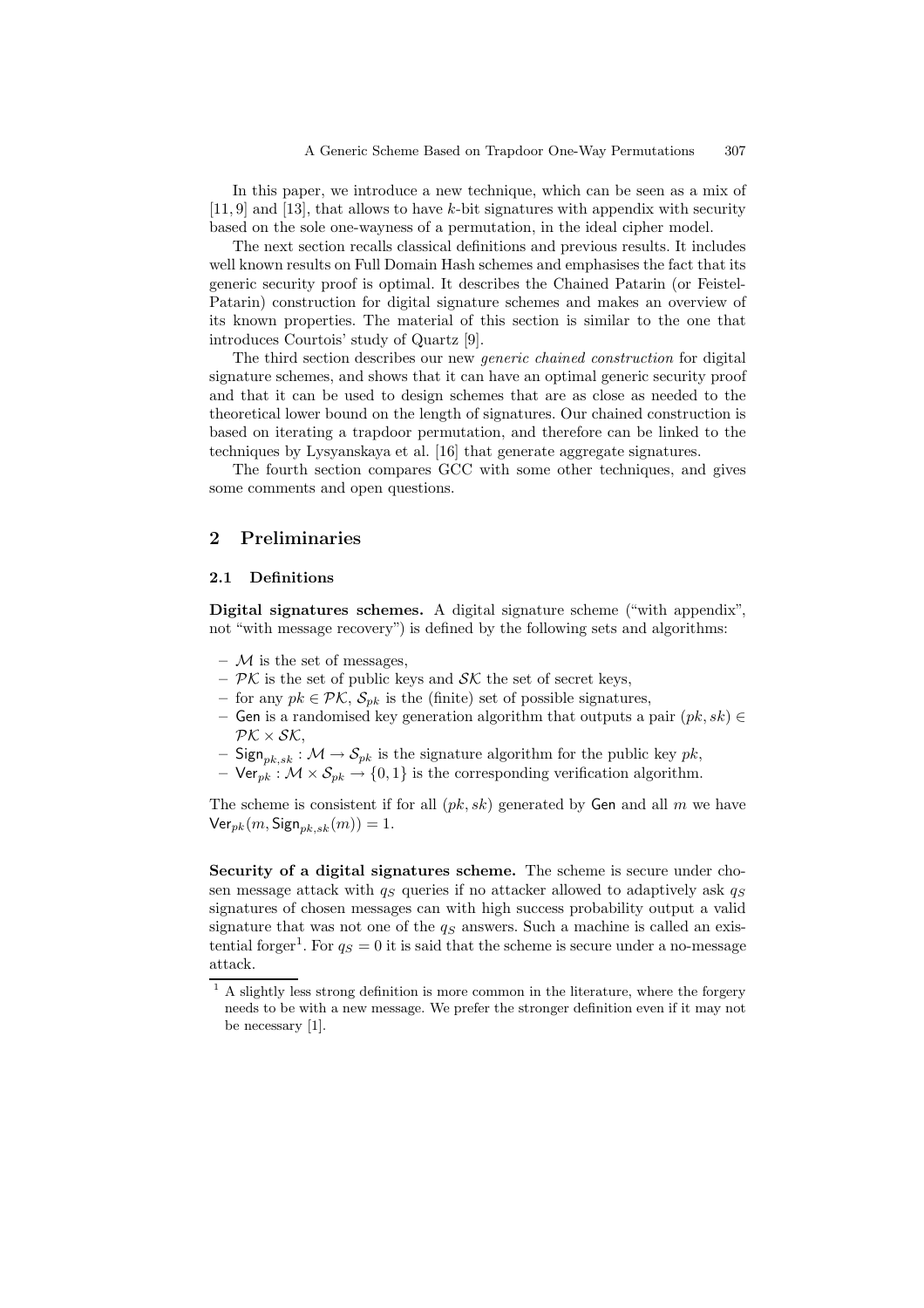In this paper, we introduce a new technique, which can be seen as a mix of [11, 9] and [13], that allows to have $k$-bit signatures with appendix with security based on the sole one-wayness of a permutation, in the ideal cipher model.

The next section recalls classical definitions and previous results. It includes well known results on Full Domain Hash schemes and emphasises the fact that its generic security proof is optimal. It describes the Chained Patarin (or Feistel-Patarin) construction for digital signature schemes and makes an overview of its known properties. The material of this section is similar to the one that introduces Courtois' study of Quartz [9].

The third section describes our new *generic chained construction* for digital signature schemes, and shows that it can have an optimal generic security proof and that it can be used to design schemes that are as close as needed to the theoretical lower bound on the length of signatures. Our chained construction is based on iterating a trapdoor permutation, and therefore can be linked to the techniques by Lysyanskaya et al. [16] that generate aggregate signatures.

The fourth section compares GCC with some other techniques, and gives some comments and open questions.

## 2 Preliminaries

### 2.1 Definitions

**Digital signatures schemes.** A digital signature scheme ("with appendix", not "with message recovery") is defined by the following sets and algorithms:

- $\mathcal{M}$ is the set of messages,
- $\mathcal{PK}$ is the set of public keys and $\mathcal{SK}$ the set of secret keys,
- for any $pk \in \mathcal{PK}$, $\mathcal{S}_{pk}$ is the (finite) set of possible signatures,
- $\mathsf{Gen}$ is a randomised key generation algorithm that outputs a pair $(pk, sk) \in \mathcal{PK} \times \mathcal{SK}$,
- $\mathsf{Sign}_{pk,sk} : \mathcal{M} \to \mathcal{S}_{pk}$ is the signature algorithm for the public key $pk$,
- $\mathsf{Ver}_{pk} : \mathcal{M} \times \mathcal{S}_{pk} \to \{0, 1\}$ is the corresponding verification algorithm.

The scheme is consistent if for all $(pk, sk)$ generated by $\mathsf{Gen}$ and all $m$ we have $\mathsf{Ver}_{pk}(m, \mathsf{Sign}_{pk,sk}(m)) = 1$.

**Security of a digital signatures scheme.** The scheme is secure under chosen message attack with $q_S$ queries if no attacker allowed to adaptively ask $q_S$ signatures of chosen messages can with high success probability output a valid signature that was not one of the $q_S$ answers. Such a machine is called an existential forger[1]. For $q_S = 0$ it is said that the scheme is secure under a no-message attack.

[1] A slightly less strong definition is more common in the literature, where the forgery needs to be with a new message. We prefer the stronger definition even if it may not be necessary [1].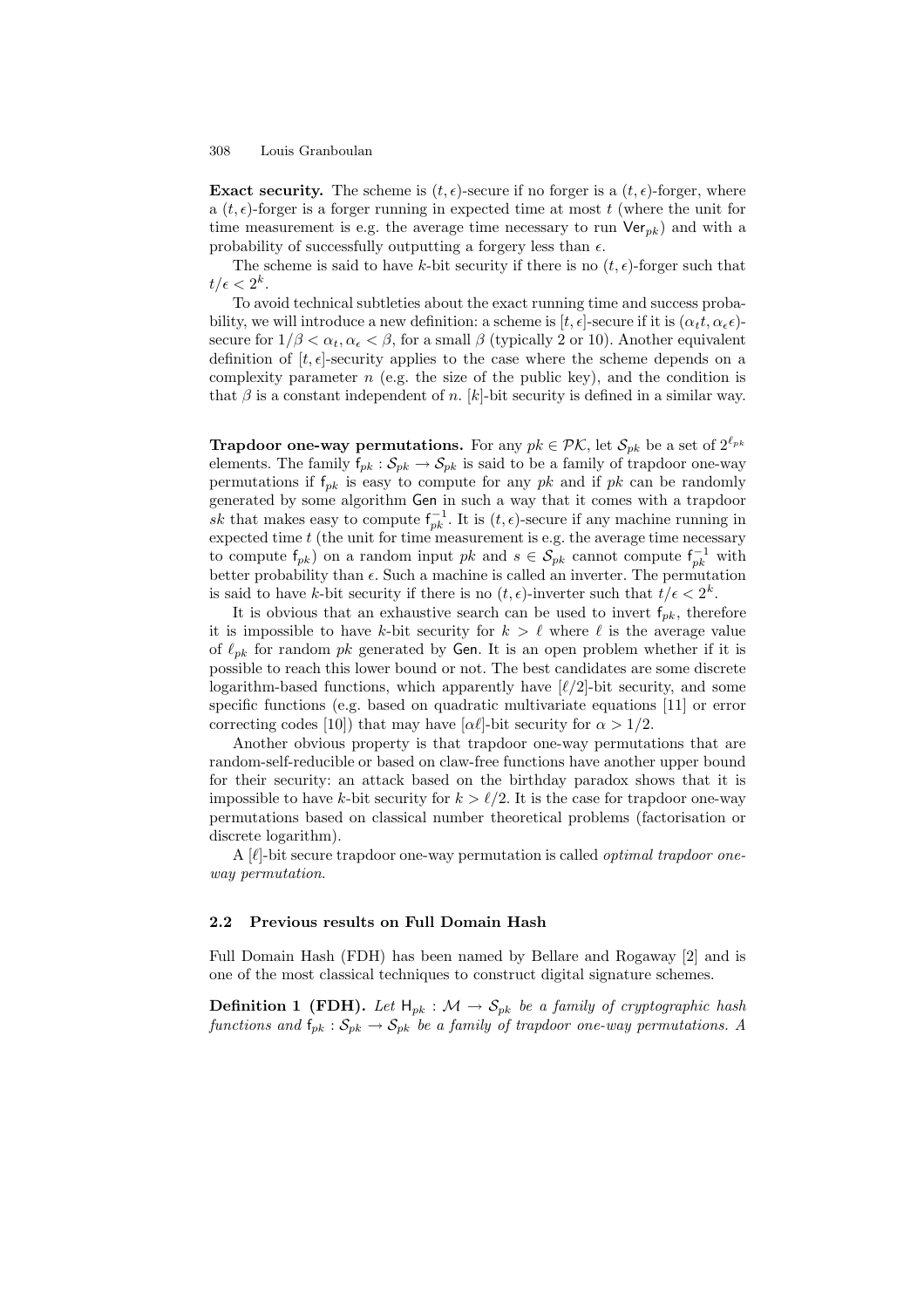**Exact security.** The scheme is $(t, \epsilon)$-secure if no forger is a $(t, \epsilon)$-forger, where a $(t, \epsilon)$-forger is a forger running in expected time at most $t$ (where the unit for time measurement is e.g. the average time necessary to run $\mathsf{Ver}_{pk}$) and with a probability of successfully outputting a forgery less than $\epsilon$.

The scheme is said to have $k$-bit security if there is no $(t, \epsilon)$-forger such that $t/\epsilon < 2^k$.

To avoid technical subtleties about the exact running time and success probability, we will introduce a new definition: a scheme is $[t, \epsilon]$-secure if it is $(\alpha_t t, \alpha_\epsilon \epsilon)$-secure for $1/\beta < \alpha_t, \alpha_\epsilon < \beta$, for a small $\beta$ (typically 2 or 10). Another equivalent definition of $[t, \epsilon]$-security applies to the case where the scheme depends on a complexity parameter $n$ (e.g. the size of the public key), and the condition is that $\beta$ is a constant independent of $n$. $[k]$-bit security is defined in a similar way.

**Trapdoor one-way permutations.** For any $pk \in \mathcal{PK}$, let $\mathcal{S}_{pk}$ be a set of $2^{\ell_{pk}}$ elements. The family $\mathsf{f}_{pk} : \mathcal{S}_{pk} \to \mathcal{S}_{pk}$ is said to be a family of trapdoor one-way permutations if $\mathsf{f}_{pk}$ is easy to compute for any $pk$ and if $pk$ can be randomly generated by some algorithm $\mathsf{Gen}$ in such a way that it comes with a trapdoor $sk$ that makes easy to compute $\mathsf{f}_{pk}^{-1}$. It is $(t, \epsilon)$-secure if any machine running in expected time $t$ (the unit for time measurement is e.g. the average time necessary to compute $\mathsf{f}_{pk}$) on a random input $pk$ and $s \in \mathcal{S}_{pk}$ cannot compute $\mathsf{f}_{pk}^{-1}$ with better probability than $\epsilon$. Such a machine is called an inverter. The permutation is said to have $k$-bit security if there is no $(t, \epsilon)$-inverter such that $t/\epsilon < 2^k$.

It is obvious that an exhaustive search can be used to invert $\mathsf{f}_{pk}$, therefore it is impossible to have $k$-bit security for $k > \ell$ where $\ell$ is the average value of $\ell_{pk}$ for random $pk$ generated by $\mathsf{Gen}$. It is an open problem whether if it is possible to reach this lower bound or not. The best candidates are some discrete logarithm-based functions, which apparently have $[\ell/2]$-bit security, and some specific functions (e.g. based on quadratic multivariate equations [11] or error correcting codes [10]) that may have $[\alpha\ell]$-bit security for $\alpha > 1/2$.

Another obvious property is that trapdoor one-way permutations that are random-self-reducible or based on claw-free functions have another upper bound for their security: an attack based on the birthday paradox shows that it is impossible to have $k$-bit security for $k > \ell/2$. It is the case for trapdoor one-way permutations based on classical number theoretical problems (factorisation or discrete logarithm).

A $[\ell]$-bit secure trapdoor one-way permutation is called *optimal trapdoor one-way permutation*.

### 2.2 Previous results on Full Domain Hash

Full Domain Hash (FDH) has been named by Bellare and Rogaway [2] and is one of the most classical techniques to construct digital signature schemes.

**Definition 1 (FDH).** *Let $\mathsf{H}_{pk} : \mathcal{M} \to \mathcal{S}_{pk}$ be a family of cryptographic hash functions and $\mathsf{f}_{pk} : \mathcal{S}_{pk} \to \mathcal{S}_{pk}$ be a family of trapdoor one-way permutations. A*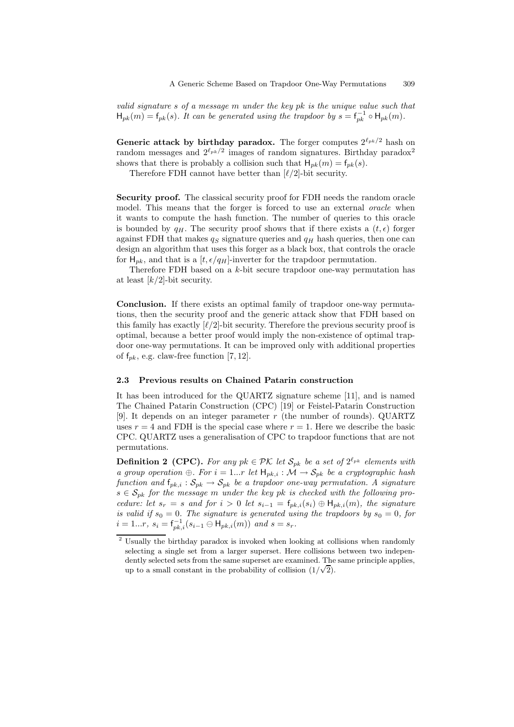*valid signature $s$ of a message $m$ under the key $pk$ is the unique value such that $\mathsf{H}_{pk}(m) = \mathsf{f}_{pk}(s)$. It can be generated using the trapdoor by $s = \mathsf{f}_{pk}^{-1} \circ \mathsf{H}_{pk}(m)$.*

**Generic attack by birthday paradox.** The forger computes $2^{\ell_{pk}/2}$ hash on random messages and $2^{\ell_{pk}/2}$ images of random signatures. Birthday paradox[2] shows that there is probably a collision such that $\mathsf{H}_{pk}(m) = \mathsf{f}_{pk}(s)$.

Therefore FDH cannot have better than $[\ell/2]$-bit security.

**Security proof.** The classical security proof for FDH needs the random oracle model. This means that the forger is forced to use an external *oracle* when it wants to compute the hash function. The number of queries to this oracle is bounded by $q_H$. The security proof shows that if there exists a $(t, \epsilon)$ forger against FDH that makes $q_S$ signature queries and $q_H$ hash queries, then one can design an algorithm that uses this forger as a black box, that controls the oracle for $\mathsf{H}_{pk}$, and that is a $[t, \epsilon/q_H]$-inverter for the trapdoor permutation.

Therefore FDH based on a $k$-bit secure trapdoor one-way permutation has at least $[k/2]$-bit security.

**Conclusion.** If there exists an optimal family of trapdoor one-way permutations, then the security proof and the generic attack show that FDH based on this family has exactly $[\ell/2]$-bit security. Therefore the previous security proof is optimal, because a better proof would imply the non-existence of optimal trapdoor one-way permutations. It can be improved only with additional properties of $\mathsf{f}_{pk}$, e.g. claw-free function [7, 12].

### 2.3 Previous results on Chained Patarin construction

It has been introduced for the QUARTZ signature scheme [11], and is named The Chained Patarin Construction (CPC) [19] or Feistel-Patarin Construction [9]. It depends on an integer parameter $r$ (the number of rounds). QUARTZ uses $r = 4$ and FDH is the special case where $r = 1$. Here we describe the basic CPC. QUARTZ uses a generalisation of CPC to trapdoor functions that are not permutations.

**Definition 2 (CPC).** *For any $pk \in \mathcal{PK}$ let $\mathcal{S}_{pk}$ be a set of $2^{\ell_{pk}}$ elements with a group operation $\oplus$. For $i = 1...r$ let $\mathsf{H}_{pk,i} : \mathcal{M} \to \mathcal{S}_{pk}$ be a cryptographic hash function and $\mathsf{f}_{pk,i} : \mathcal{S}_{pk} \to \mathcal{S}_{pk}$ be a trapdoor one-way permutation. A signature $s \in \mathcal{S}_{pk}$ for the message $m$ under the key $pk$ is checked with the following procedure: let $s_r = s$ and for $i > 0$ let $s_{i-1} = \mathsf{f}_{pk,i}(s_i) \oplus \mathsf{H}_{pk,i}(m)$, the signature is valid if $s_0 = 0$. The signature is generated using the trapdoors by $s_0 = 0$, for $i = 1...r$, $s_i = \mathsf{f}_{pk,i}^{-1}(s_{i-1} \ominus \mathsf{H}_{pk,i}(m))$ and $s = s_r$.*

[2] Usually the birthday paradox is invoked when looking at collisions when randomly selecting a single set from a larger superset. Here collisions between two independently selected sets from the same superset are examined. The same principle applies, up to a small constant in the probability of collision $(1/\sqrt{2})$.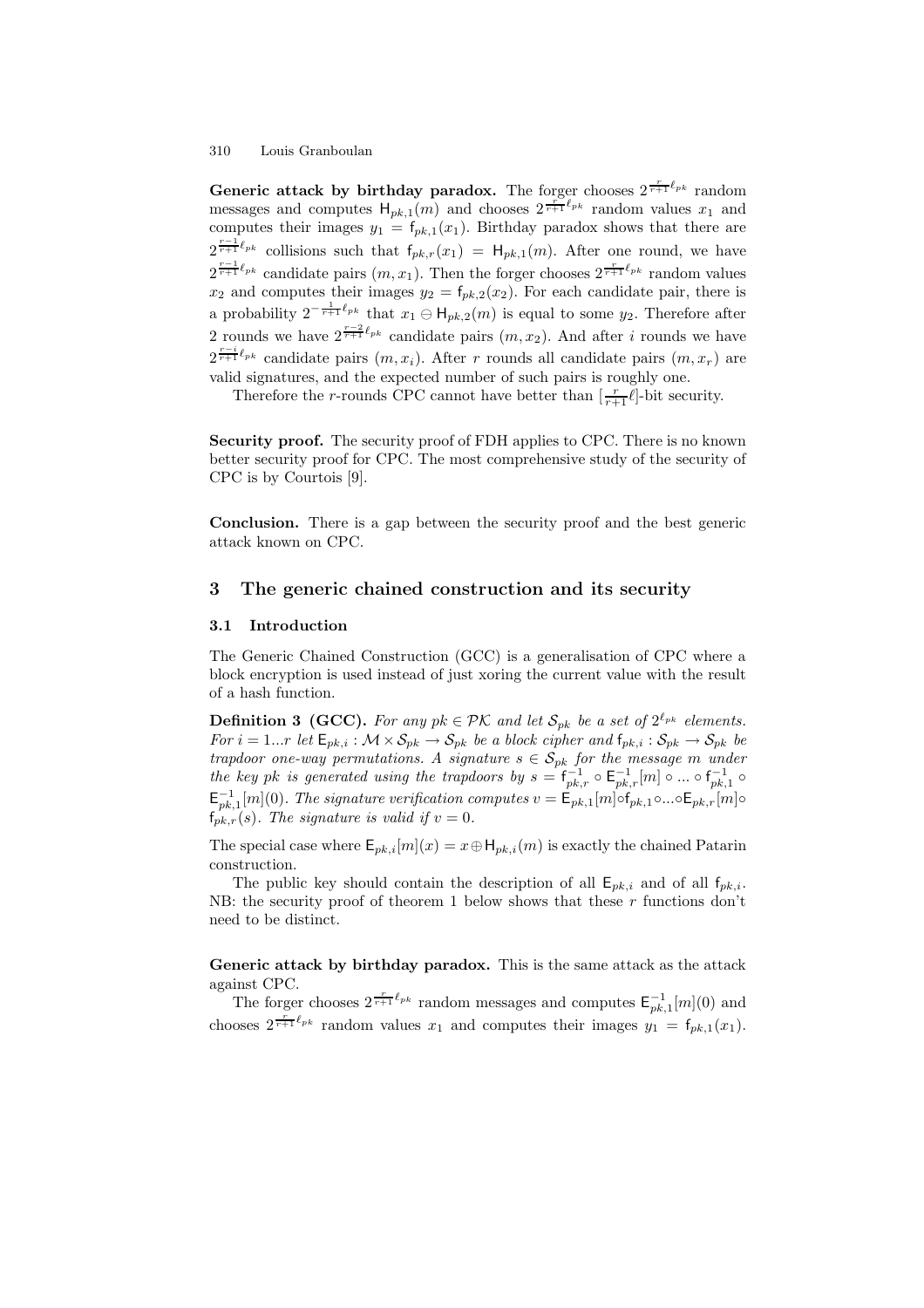**Generic attack by birthday paradox.** The forger chooses $2^{\frac{r}{r+1}\ell_{pk}}$ random messages and computes $\mathsf{H}_{pk,1}(m)$ and chooses $2^{\frac{r}{r+1}\ell_{pk}}$ random values $x_1$ and computes their images $y_1 = \mathsf{f}_{pk,1}(x_1)$. Birthday paradox shows that there are $2^{\frac{r-1}{r+1}\ell_{pk}}$ collisions such that $\mathsf{f}_{pk,r}(x_1) = \mathsf{H}_{pk,1}(m)$. After one round, we have $2^{\frac{r-1}{r+1}\ell_{pk}}$ candidate pairs $(m, x_1)$. Then the forger chooses $2^{\frac{r}{r+1}\ell_{pk}}$ random values $x_2$ and computes their images $y_2 = \mathsf{f}_{pk,2}(x_2)$. For each candidate pair, there is a probability $2^{-\frac{1}{r+1}\ell_{pk}}$ that $x_1 \ominus \mathsf{H}_{pk,2}(m)$ is equal to some $y_2$. Therefore after 2 rounds we have $2^{\frac{r-2}{r+1}\ell_{pk}}$ candidate pairs $(m, x_2)$. And after $i$ rounds we have $2^{\frac{r-i}{r+1}\ell_{pk}}$ candidate pairs $(m, x_i)$. After $r$ rounds all candidate pairs $(m, x_r)$ are valid signatures, and the expected number of such pairs is roughly one.

Therefore the $r$-rounds CPC cannot have better than $[\frac{r}{r+1}\ell]$-bit security.

**Security proof.** The security proof of FDH applies to CPC. There is no known better security proof for CPC. The most comprehensive study of the security of CPC is by Courtois [9].

**Conclusion.** There is a gap between the security proof and the best generic attack known on CPC.

## 3 The generic chained construction and its security

### 3.1 Introduction

The Generic Chained Construction (GCC) is a generalisation of CPC where a block encryption is used instead of just xoring the current value with the result of a hash function.

**Definition 3 (GCC).** *For any $pk \in \mathcal{PK}$ and let $\mathcal{S}_{pk}$ be a set of $2^{\ell_{pk}}$ elements. For $i = 1...r$ let $\mathsf{E}_{pk,i} : \mathcal{M} \times \mathcal{S}_{pk} \to \mathcal{S}_{pk}$ be a block cipher and $\mathsf{f}_{pk,i} : \mathcal{S}_{pk} \to \mathcal{S}_{pk}$ be trapdoor one-way permutations. A signature $s \in \mathcal{S}_{pk}$ for the message $m$ under the key $pk$ is generated using the trapdoors by $s = \mathsf{f}_{pk,r}^{-1} \circ \mathsf{E}_{pk,r}^{-1}[m] \circ ... \circ \mathsf{f}_{pk,1}^{-1} \circ \mathsf{E}_{pk,1}^{-1}[m](0)$. The signature verification computes $v = \mathsf{E}_{pk,1}[m] \circ \mathsf{f}_{pk,1} \circ ... \circ \mathsf{E}_{pk,r}[m] \circ \mathsf{f}_{pk,r}(s)$. The signature is valid if $v = 0$.*

The special case where $\mathsf{E}_{pk,i}[m](x) = x \oplus \mathsf{H}_{pk,i}(m)$ is exactly the chained Patarin construction.

The public key should contain the description of all $\mathsf{E}_{pk,i}$ and of all $\mathsf{f}_{pk,i}$. NB: the security proof of theorem 1 below shows that these $r$ functions don't need to be distinct.

**Generic attack by birthday paradox.** This is the same attack as the attack against CPC.

The forger chooses $2^{\frac{r}{r+1}\ell_{pk}}$ random messages and computes $\mathsf{E}_{pk,1}^{-1}[m](0)$ and chooses $2^{\frac{r}{r+1}\ell_{pk}}$ random values $x_1$ and computes their images $y_1 = \mathsf{f}_{pk,1}(x_1)$.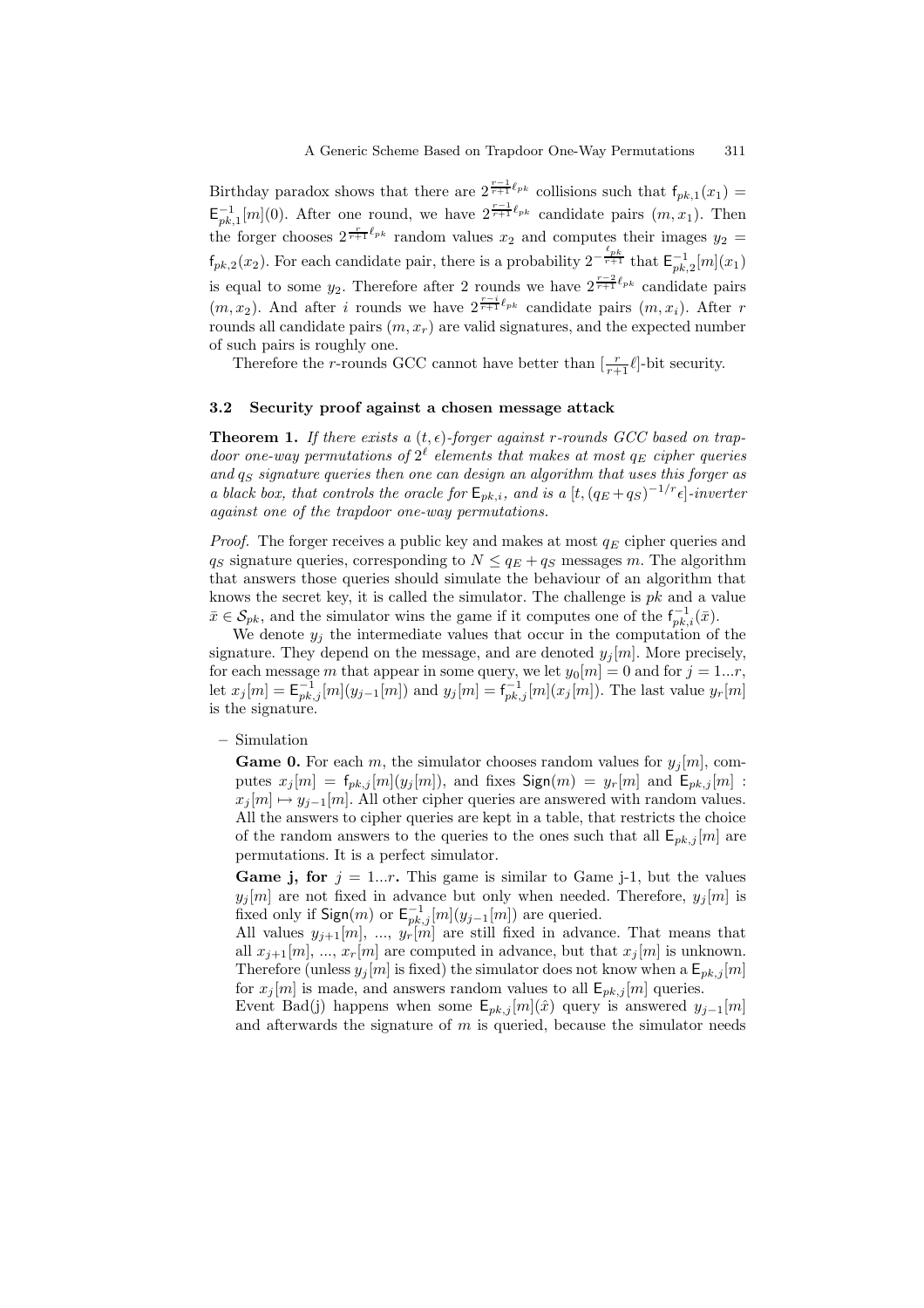Birthday paradox shows that there are $2^{\frac{r-1}{r+1}\ell_{pk}}$ collisions such that $\mathsf{f}_{pk,1}(x_1) = \mathsf{E}^{-1}_{pk,1}[m](0)$. After one round, we have $2^{\frac{r-1}{r+1}\ell_{pk}}$ candidate pairs $(m, x_1)$. Then the forger chooses $2^{\frac{r}{r+1}\ell_{pk}}$ random values $x_2$ and computes their images $y_2 = \mathsf{f}_{pk,2}(x_2)$. For each candidate pair, there is a probability $2^{-\frac{\ell_{pk}}{r+1}}$ that $\mathsf{E}^{-1}_{pk,2}[m](x_1)$ is equal to some $y_2$. Therefore after 2 rounds we have $2^{\frac{r-2}{r+1}\ell_{pk}}$ candidate pairs $(m, x_2)$. And after $i$ rounds we have $2^{\frac{r-i}{r+1}\ell_{pk}}$ candidate pairs $(m, x_i)$. After $r$ rounds all candidate pairs $(m, x_r)$ are valid signatures, and the expected number of such pairs is roughly one.

Therefore the $r$-rounds GCC cannot have better than $[\frac{r}{r+1}\ell]$-bit security.

### 3.2 Security proof against a chosen message attack

**Theorem 1.** *If there exists a $(t, \epsilon)$-forger against $r$-rounds GCC based on trapdoor one-way permutations of $2^\ell$ elements that makes at most $q_E$ cipher queries and $q_S$ signature queries then one can design an algorithm that uses this forger as a black box, that controls the oracle for $\mathsf{E}_{pk,i}$, and is a $[t, (q_E + q_S)^{-1/r}\epsilon]$-inverter against one of the trapdoor one-way permutations.*

*Proof.* The forger receives a public key and makes at most $q_E$ cipher queries and $q_S$ signature queries, corresponding to $N \le q_E + q_S$ messages $m$. The algorithm that answers those queries should simulate the behaviour of an algorithm that knows the secret key, it is called the simulator. The challenge is $pk$ and a value $\bar{x} \in \mathcal{S}_{pk}$, and the simulator wins the game if it computes one of the $\mathsf{f}^{-1}_{pk,i}(\bar{x})$.

We denote $y_j$ the intermediate values that occur in the computation of the signature. They depend on the message, and are denoted $y_j[m]$. More precisely, for each message $m$ that appear in some query, we let $y_0[m] = 0$ and for $j = 1...r$, let $x_j[m] = \mathsf{E}^{-1}_{pk,j}[m](y_{j-1}[m])$ and $y_j[m] = \mathsf{f}^{-1}_{pk,j}[m](x_j[m])$. The last value $y_r[m]$ is the signature.

- Simulation

  **Game 0.** For each $m$, the simulator chooses random values for $y_j[m]$, computes $x_j[m] = \mathsf{f}_{pk,j}[m](y_j[m])$, and fixes $\mathsf{Sign}(m) = y_r[m]$ and $\mathsf{E}_{pk,j}[m] : x_j[m] \mapsto y_{j-1}[m]$. All other cipher queries are answered with random values. All the answers to cipher queries are kept in a table, that restricts the choice of the random answers to the queries to the ones such that all $\mathsf{E}_{pk,j}[m]$ are permutations. It is a perfect simulator.

  **Game j, for $j = 1...r$.** This game is similar to Game j-1, but the values $y_j[m]$ are not fixed in advance but only when needed. Therefore, $y_j[m]$ is fixed only if $\mathsf{Sign}(m)$ or $\mathsf{E}^{-1}_{pk,j}[m](y_{j-1}[m])$ are queried.

  All values $y_{j+1}[m]$, ..., $y_r[m]$ are still fixed in advance. That means that all $x_{j+1}[m]$, ..., $x_r[m]$ are computed in advance, but that $x_j[m]$ is unknown. Therefore (unless $y_j[m]$ is fixed) the simulator does not know when a $\mathsf{E}_{pk,j}[m]$ for $x_j[m]$ is made, and answers random values to all $\mathsf{E}_{pk,j}[m]$ queries.

  Event Bad(j) happens when some $\mathsf{E}_{pk,j}[m](\hat{x})$ query is answered $y_{j-1}[m]$ and afterwards the signature of $m$ is queried, because the simulator needs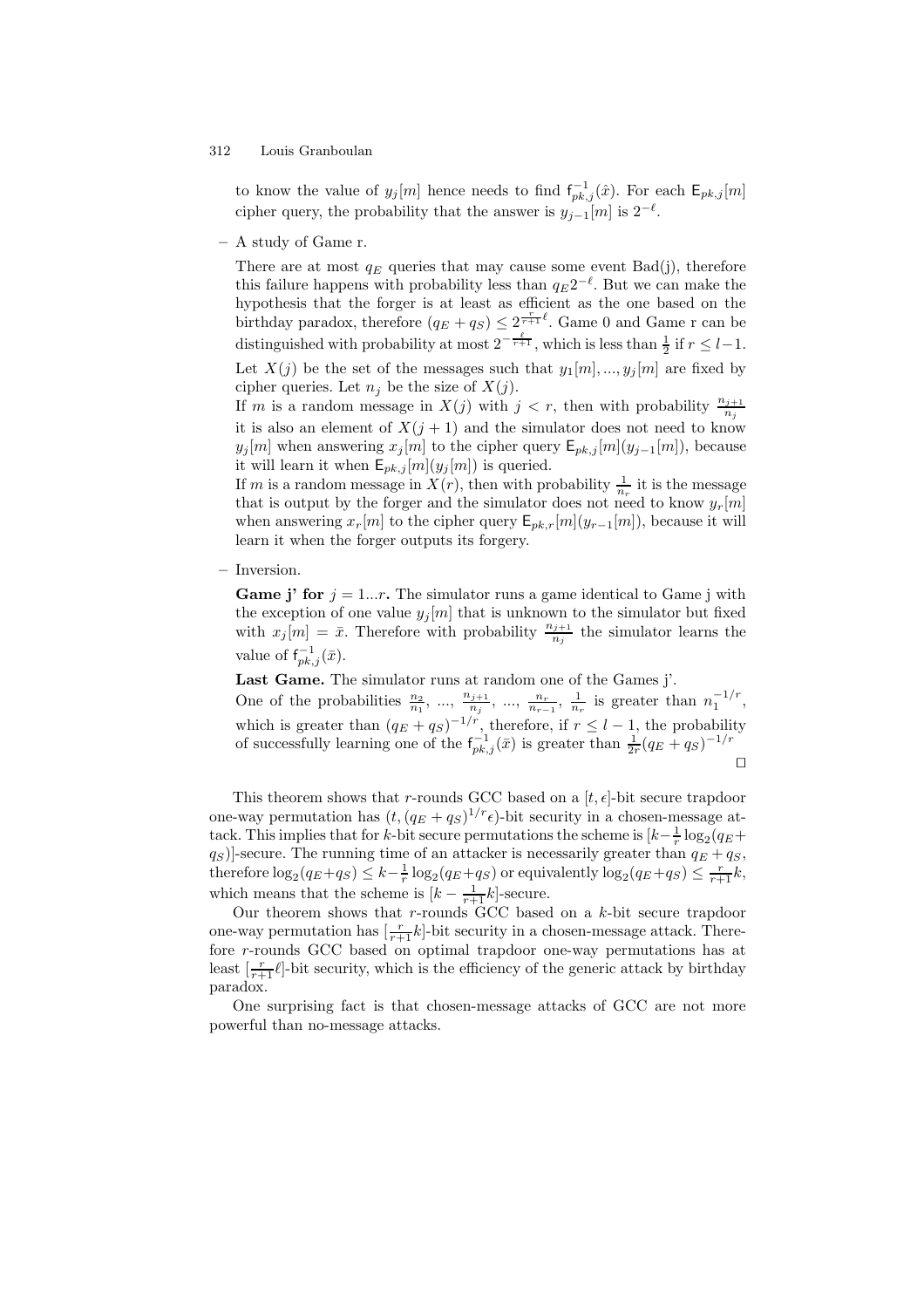to know the value of $y_j[m]$ hence needs to find $\mathsf{f}_{pk,j}^{-1}(\hat{x})$. For each $\mathsf{E}_{pk,j}[m]$ cipher query, the probability that the answer is $y_{j-1}[m]$ is $2^{-\ell}$.

– A study of Game r.

  There are at most $q_E$ queries that may cause some event Bad(j), therefore this failure happens with probability less than $q_E 2^{-\ell}$. But we can make the hypothesis that the forger is at least as efficient as the one based on the birthday paradox, therefore $(q_E + q_S) \leq 2^{\frac{r}{r+1}\ell}$. Game 0 and Game r can be distinguished with probability at most $2^{-\frac{\ell}{r+1}}$, which is less than $\frac{1}{2}$ if $r \leq l-1$.

  Let $X(j)$ be the set of the messages such that $y_1[m], ..., y_j[m]$ are fixed by cipher queries. Let $n_j$ be the size of $X(j)$.

  If $m$ is a random message in $X(j)$ with $j < r$, then with probability $\frac{n_{j+1}}{n_j}$ it is also an element of $X(j+1)$ and the simulator does not need to know $y_j[m]$ when answering $x_j[m]$ to the cipher query $\mathsf{E}_{pk,j}[m](y_{j-1}[m])$, because it will learn it when $\mathsf{E}_{pk,j}[m](y_j[m])$ is queried.

  If $m$ is a random message in $X(r)$, then with probability $\frac{1}{n_r}$ it is the message that is output by the forger and the simulator does not need to know $y_r[m]$ when answering $x_r[m]$ to the cipher query $\mathsf{E}_{pk,r}[m](y_{r-1}[m])$, because it will learn it when the forger outputs its forgery.

– Inversion.

  **Game j' for** $j = 1...r$**.** The simulator runs a game identical to Game j with the exception of one value $y_j[m]$ that is unknown to the simulator but fixed with $x_j[m] = \bar{x}$. Therefore with probability $\frac{n_{j+1}}{n_j}$ the simulator learns the value of $\mathsf{f}_{pk,j}^{-1}(\bar{x})$.

  **Last Game.** The simulator runs at random one of the Games j'.

  One of the probabilities $\frac{n_2}{n_1}$, ..., $\frac{n_{j+1}}{n_j}$, ..., $\frac{n_r}{n_{r-1}}$, $\frac{1}{n_r}$ is greater than $n_1^{-1/r}$, which is greater than $(q_E + q_S)^{-1/r}$, therefore, if $r \leq l-1$, the probability of successfully learning one of the $\mathsf{f}_{pk,j}^{-1}(\bar{x})$ is greater than $\frac{1}{2r}(q_E + q_S)^{-1/r}$

$\square$

This theorem shows that $r$-rounds GCC based on a $[t, \epsilon]$-bit secure trapdoor one-way permutation has $(t, (q_E + q_S)^{1/r}\epsilon)$-bit security in a chosen-message attack. This implies that for $k$-bit secure permutations the scheme is $[k - \frac{1}{r}\log_2(q_E + q_S)]$-secure. The running time of an attacker is necessarily greater than $q_E + q_S$, therefore $\log_2(q_E + q_S) \leq k - \frac{1}{r}\log_2(q_E + q_S)$ or equivalently $\log_2(q_E + q_S) \leq \frac{r}{r+1}k$, which means that the scheme is $[k - \frac{1}{r+1}k]$-secure.

Our theorem shows that $r$-rounds GCC based on a $k$-bit secure trapdoor one-way permutation has $[\frac{r}{r+1}k]$-bit security in a chosen-message attack. Therefore $r$-rounds GCC based on optimal trapdoor one-way permutations has at least $[\frac{r}{r+1}\ell]$-bit security, which is the efficiency of the generic attack by birthday paradox.

One surprising fact is that chosen-message attacks of GCC are not more powerful than no-message attacks.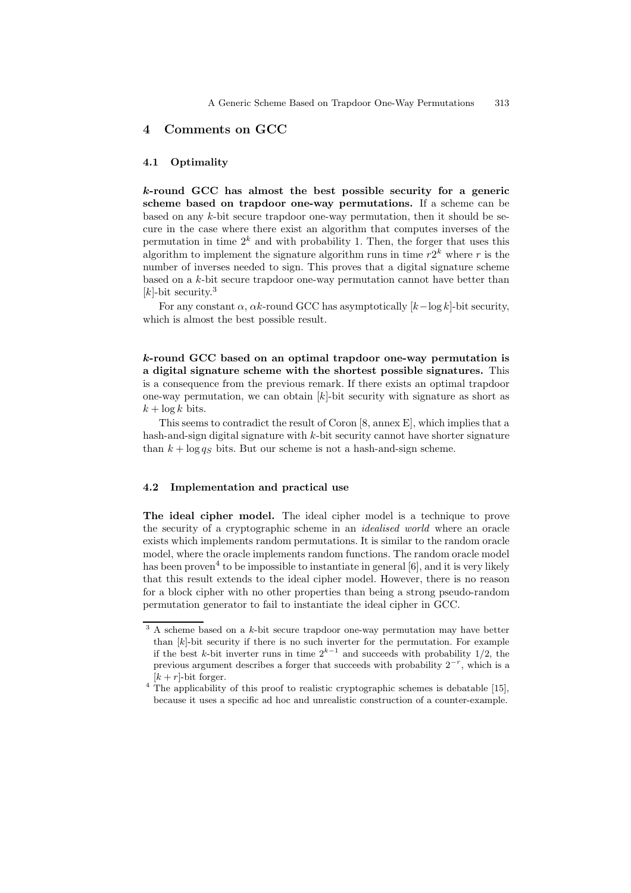## 4 Comments on GCC

### 4.1 Optimality

***k*-round GCC has almost the best possible security for a generic scheme based on trapdoor one-way permutations.** If a scheme can be based on any $k$-bit secure trapdoor one-way permutation, then it should be secure in the case where there exist an algorithm that computes inverses of the permutation in time $2^k$ and with probability 1. Then, the forger that uses this algorithm to implement the signature algorithm runs in time $r2^k$ where $r$ is the number of inverses needed to sign. This proves that a digital signature scheme based on a $k$-bit secure trapdoor one-way permutation cannot have better than $[k]$-bit security.[3]

For any constant $\alpha$, $\alpha k$-round GCC has asymptotically $[k - \log k]$-bit security, which is almost the best possible result.

***k*-round GCC based on an optimal trapdoor one-way permutation is a digital signature scheme with the shortest possible signatures.** This is a consequence from the previous remark. If there exists an optimal trapdoor one-way permutation, we can obtain $[k]$-bit security with signature as short as $k + \log k$ bits.

This seems to contradict the result of Coron [8, annex E], which implies that a hash-and-sign digital signature with $k$-bit security cannot have shorter signature than $k + \log q_S$ bits. But our scheme is not a hash-and-sign scheme.

### 4.2 Implementation and practical use

**The ideal cipher model.** The ideal cipher model is a technique to prove the security of a cryptographic scheme in an *idealised world* where an oracle exists which implements random permutations. It is similar to the random oracle model, where the oracle implements random functions. The random oracle model has been proven[4] to be impossible to instantiate in general [6], and it is very likely that this result extends to the ideal cipher model. However, there is no reason for a block cipher with no other properties than being a strong pseudo-random permutation generator to fail to instantiate the ideal cipher in GCC.

---

[3] A scheme based on a $k$-bit secure trapdoor one-way permutation may have better than $[k]$-bit security if there is no such inverter for the permutation. For example if the best $k$-bit inverter runs in time $2^{k-1}$ and succeeds with probability $1/2$, the previous argument describes a forger that succeeds with probability $2^{-r}$, which is a $[k + r]$-bit forger.

[4] The applicability of this proof to realistic cryptographic schemes is debatable [15], because it uses a specific ad hoc and unrealistic construction of a counter-example.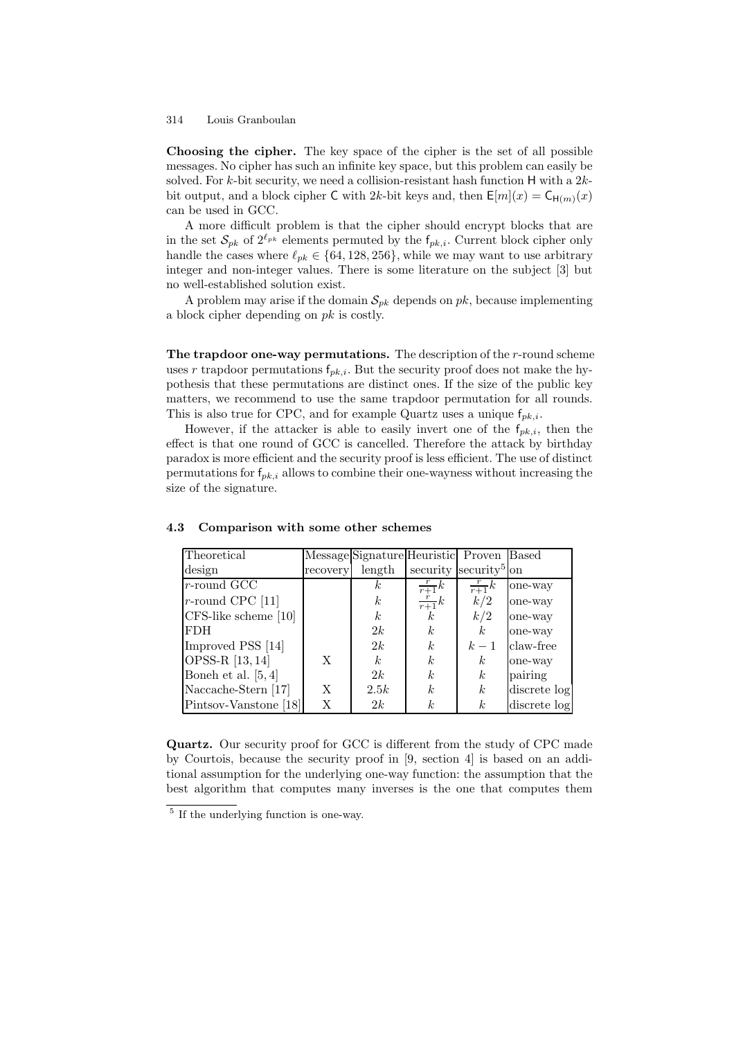**Choosing the cipher.** The key space of the cipher is the set of all possible messages. No cipher has such an infinite key space, but this problem can easily be solved. For $k$-bit security, we need a collision-resistant hash function $\mathsf{H}$ with a $2k$-bit output, and a block cipher $\mathsf{C}$ with $2k$-bit keys and, then $\mathsf{E}[m](x) = \mathsf{C}_{\mathsf{H}(m)}(x)$ can be used in GCC.

A more difficult problem is that the cipher should encrypt blocks that are in the set $\mathcal{S}_{pk}$ of $2^{\ell_{pk}}$ elements permuted by the $\mathsf{f}_{pk,i}$. Current block cipher only handle the cases where $\ell_{pk} \in \{64, 128, 256\}$, while we may want to use arbitrary integer and non-integer values. There is some literature on the subject [3] but no well-established solution exist.

A problem may arise if the domain $\mathcal{S}_{pk}$ depends on $pk$, because implementing a block cipher depending on $pk$ is costly.

**The trapdoor one-way permutations.** The description of the $r$-round scheme uses $r$ trapdoor permutations $\mathsf{f}_{pk,i}$. But the security proof does not make the hypothesis that these permutations are distinct ones. If the size of the public key matters, we recommend to use the same trapdoor permutation for all rounds. This is also true for CPC, and for example Quartz uses a unique $\mathsf{f}_{pk,i}$.

However, if the attacker is able to easily invert one of the $\mathsf{f}_{pk,i}$, then the effect is that one round of GCC is cancelled. Therefore the attack by birthday paradox is more efficient and the security proof is less efficient. The use of distinct permutations for $\mathsf{f}_{pk,i}$ allows to combine their one-wayness without increasing the size of the signature.

### 4.3 Comparison with some other schemes

| Theoretical design | Message recovery | Signature length | Heuristic security | Proven security[5] | Based on |
|---|---|---|---|---|---|
| $r$-round GCC | | $k$ | $\frac{r}{r+1}k$ | $\frac{r}{r+1}k$ | one-way |
| $r$-round CPC [11] | | $k$ | $\frac{r}{r+1}k$ | $k/2$ | one-way |
| CFS-like scheme [10] | | $k$ | $k$ | $k/2$ | one-way |
| FDH | | $2k$ | $k$ | $k$ | one-way |
| Improved PSS [14] | | $2k$ | $k$ | $k-1$ | claw-free |
| OPSS-R [13, 14] | X | $k$ | $k$ | $k$ | one-way |
| Boneh et al. [5, 4] | | $2k$ | $k$ | $k$ | pairing |
| Naccache-Stern [17] | X | $2.5k$ | $k$ | $k$ | discrete log |
| Pintsov-Vanstone [18] | X | $2k$ | $k$ | $k$ | discrete log |

**Quartz.** Our security proof for GCC is different from the study of CPC made by Courtois, because the security proof in [9, section 4] is based on an additional assumption for the underlying one-way function: the assumption that the best algorithm that computes many inverses is the one that computes them

[5] If the underlying function is one-way.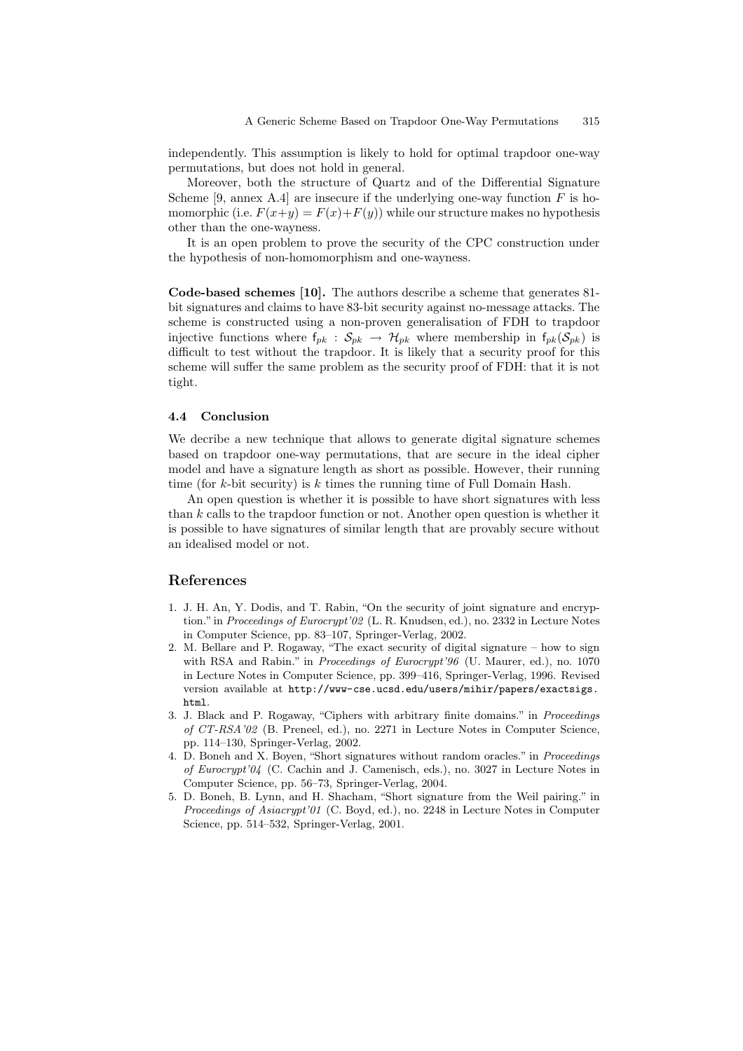independently. This assumption is likely to hold for optimal trapdoor one-way permutations, but does not hold in general.

Moreover, both the structure of Quartz and of the Differential Signature Scheme [9, annex A.4] are insecure if the underlying one-way function $F$ is homomorphic (i.e. $F(x+y) = F(x)+F(y)$) while our structure makes no hypothesis other than the one-wayness.

It is an open problem to prove the security of the CPC construction under the hypothesis of non-homomorphism and one-wayness.

**Code-based schemes [10].** The authors describe a scheme that generates 81-bit signatures and claims to have 83-bit security against no-message attacks. The scheme is constructed using a non-proven generalisation of FDH to trapdoor injective functions where $\mathsf{f}_{pk} : \mathcal{S}_{pk} \rightarrow \mathcal{H}_{pk}$ where membership in $\mathsf{f}_{pk}(\mathcal{S}_{pk})$ is difficult to test without the trapdoor. It is likely that a security proof for this scheme will suffer the same problem as the security proof of FDH: that it is not tight.

### 4.4 Conclusion

We decribe a new technique that allows to generate digital signature schemes based on trapdoor one-way permutations, that are secure in the ideal cipher model and have a signature length as short as possible. However, their running time (for $k$-bit security) is $k$ times the running time of Full Domain Hash.

An open question is whether it is possible to have short signatures with less than $k$ calls to the trapdoor function or not. Another open question is whether it is possible to have signatures of similar length that are provably secure without an idealised model or not.

## References

1. J. H. An, Y. Dodis, and T. Rabin, "On the security of joint signature and encryption." in *Proceedings of Eurocrypt'02* (L. R. Knudsen, ed.), no. 2332 in Lecture Notes in Computer Science, pp. 83–107, Springer-Verlag, 2002.
2. M. Bellare and P. Rogaway, "The exact security of digital signature – how to sign with RSA and Rabin." in *Proceedings of Eurocrypt'96* (U. Maurer, ed.), no. 1070 in Lecture Notes in Computer Science, pp. 399–416, Springer-Verlag, 1996. Revised version available at `http://www-cse.ucsd.edu/users/mihir/papers/exactsigs.html`.
3. J. Black and P. Rogaway, "Ciphers with arbitrary finite domains." in *Proceedings of CT-RSA'02* (B. Preneel, ed.), no. 2271 in Lecture Notes in Computer Science, pp. 114–130, Springer-Verlag, 2002.
4. D. Boneh and X. Boyen, "Short signatures without random oracles." in *Proceedings of Eurocrypt'04* (C. Cachin and J. Camenisch, eds.), no. 3027 in Lecture Notes in Computer Science, pp. 56–73, Springer-Verlag, 2004.
5. D. Boneh, B. Lynn, and H. Shacham, "Short signature from the Weil pairing." in *Proceedings of Asiacrypt'01* (C. Boyd, ed.), no. 2248 in Lecture Notes in Computer Science, pp. 514–532, Springer-Verlag, 2001.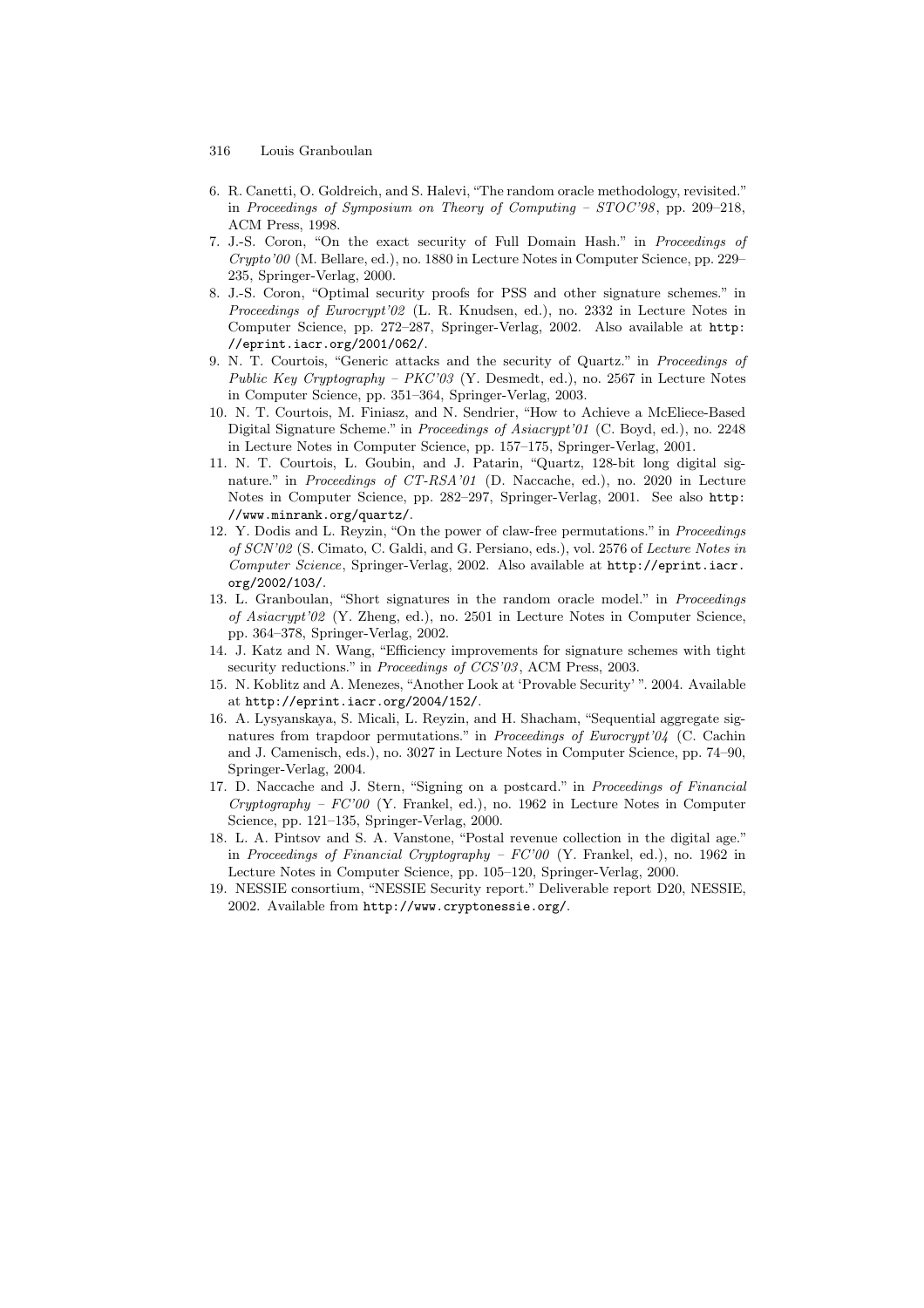6. R. Canetti, O. Goldreich, and S. Halevi, "The random oracle methodology, revisited." in *Proceedings of Symposium on Theory of Computing – STOC'98*, pp. 209–218, ACM Press, 1998.
7. J.-S. Coron, "On the exact security of Full Domain Hash." in *Proceedings of Crypto'00* (M. Bellare, ed.), no. 1880 in Lecture Notes in Computer Science, pp. 229–235, Springer-Verlag, 2000.
8. J.-S. Coron, "Optimal security proofs for PSS and other signature schemes." in *Proceedings of Eurocrypt'02* (L. R. Knudsen, ed.), no. 2332 in Lecture Notes in Computer Science, pp. 272–287, Springer-Verlag, 2002. Also available at `http://eprint.iacr.org/2001/062/`.
9. N. T. Courtois, "Generic attacks and the security of Quartz." in *Proceedings of Public Key Cryptography – PKC'03* (Y. Desmedt, ed.), no. 2567 in Lecture Notes in Computer Science, pp. 351–364, Springer-Verlag, 2003.
10. N. T. Courtois, M. Finiasz, and N. Sendrier, "How to Achieve a McEliece-Based Digital Signature Scheme." in *Proceedings of Asiacrypt'01* (C. Boyd, ed.), no. 2248 in Lecture Notes in Computer Science, pp. 157–175, Springer-Verlag, 2001.
11. N. T. Courtois, L. Goubin, and J. Patarin, "Quartz, 128-bit long digital signature." in *Proceedings of CT-RSA'01* (D. Naccache, ed.), no. 2020 in Lecture Notes in Computer Science, pp. 282–297, Springer-Verlag, 2001. See also `http://www.minrank.org/quartz/`.
12. Y. Dodis and L. Reyzin, "On the power of claw-free permutations." in *Proceedings of SCN'02* (S. Cimato, C. Galdi, and G. Persiano, eds.), vol. 2576 of *Lecture Notes in Computer Science*, Springer-Verlag, 2002. Also available at `http://eprint.iacr.org/2002/103/`.
13. L. Granboulan, "Short signatures in the random oracle model." in *Proceedings of Asiacrypt'02* (Y. Zheng, ed.), no. 2501 in Lecture Notes in Computer Science, pp. 364–378, Springer-Verlag, 2002.
14. J. Katz and N. Wang, "Efficiency improvements for signature schemes with tight security reductions." in *Proceedings of CCS'03*, ACM Press, 2003.
15. N. Koblitz and A. Menezes, "Another Look at 'Provable Security' ". 2004. Available at `http://eprint.iacr.org/2004/152/`.
16. A. Lysyanskaya, S. Micali, L. Reyzin, and H. Shacham, "Sequential aggregate signatures from trapdoor permutations." in *Proceedings of Eurocrypt'04* (C. Cachin and J. Camenisch, eds.), no. 3027 in Lecture Notes in Computer Science, pp. 74–90, Springer-Verlag, 2004.
17. D. Naccache and J. Stern, "Signing on a postcard." in *Proceedings of Financial Cryptography – FC'00* (Y. Frankel, ed.), no. 1962 in Lecture Notes in Computer Science, pp. 121–135, Springer-Verlag, 2000.
18. L. A. Pintsov and S. A. Vanstone, "Postal revenue collection in the digital age." in *Proceedings of Financial Cryptography – FC'00* (Y. Frankel, ed.), no. 1962 in Lecture Notes in Computer Science, pp. 105–120, Springer-Verlag, 2000.
19. NESSIE consortium, "NESSIE Security report." Deliverable report D20, NESSIE, 2002. Available from `http://www.cryptonessie.org/`.